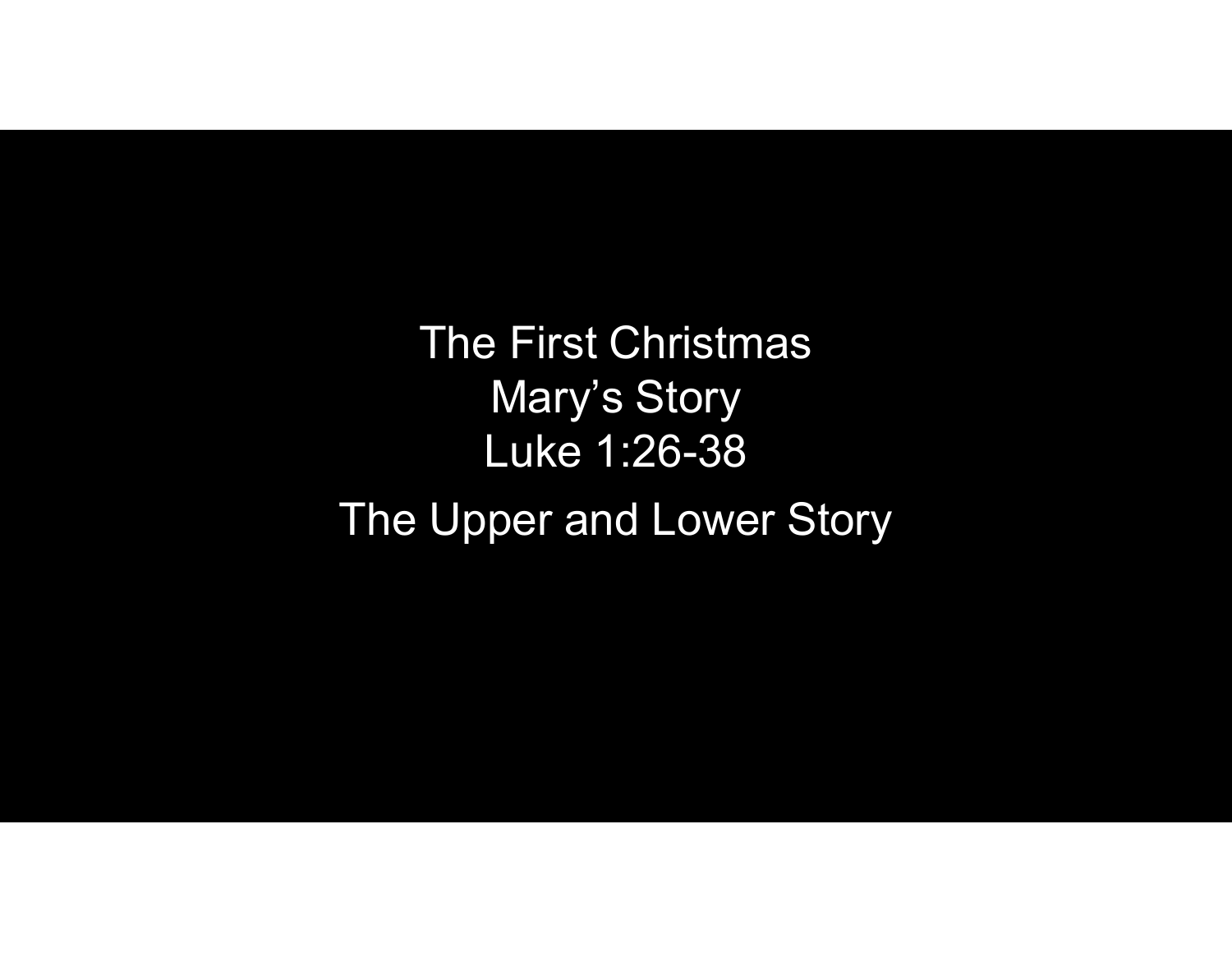# The First Christmas
## Mary's Story
## Luke 1:26-38

## The Upper and Lower Story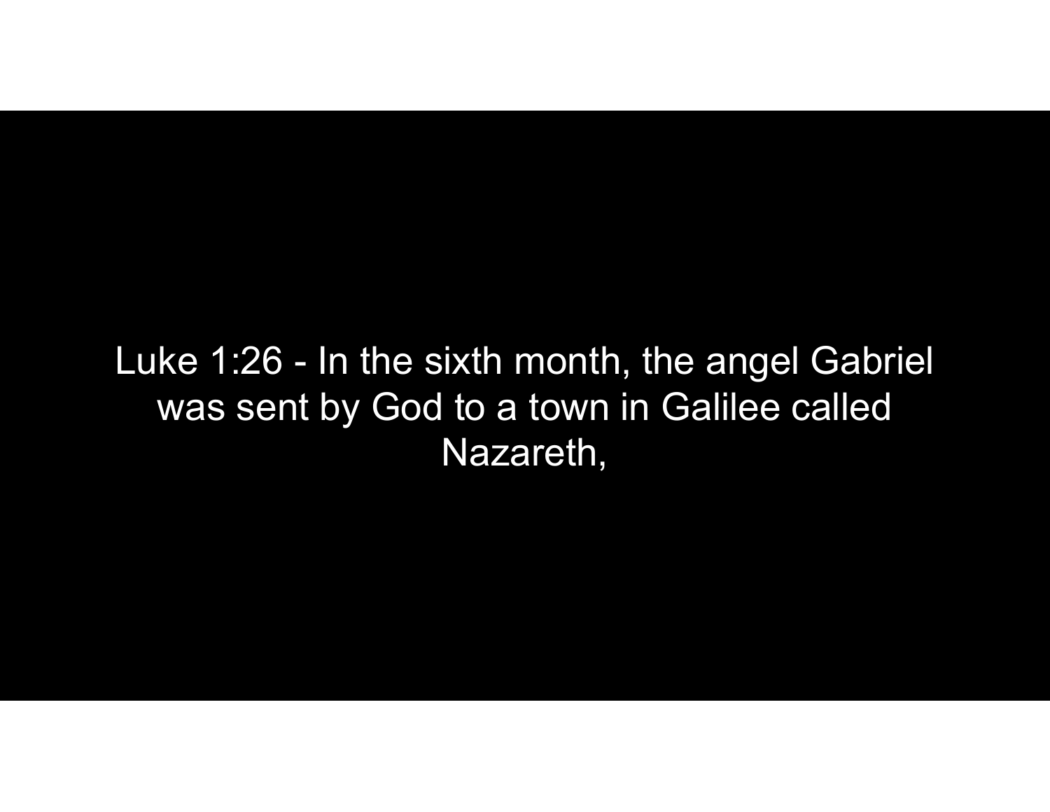Luke 1:26 - In the sixth month, the angel Gabriel was sent by God to a town in Galilee called Nazareth,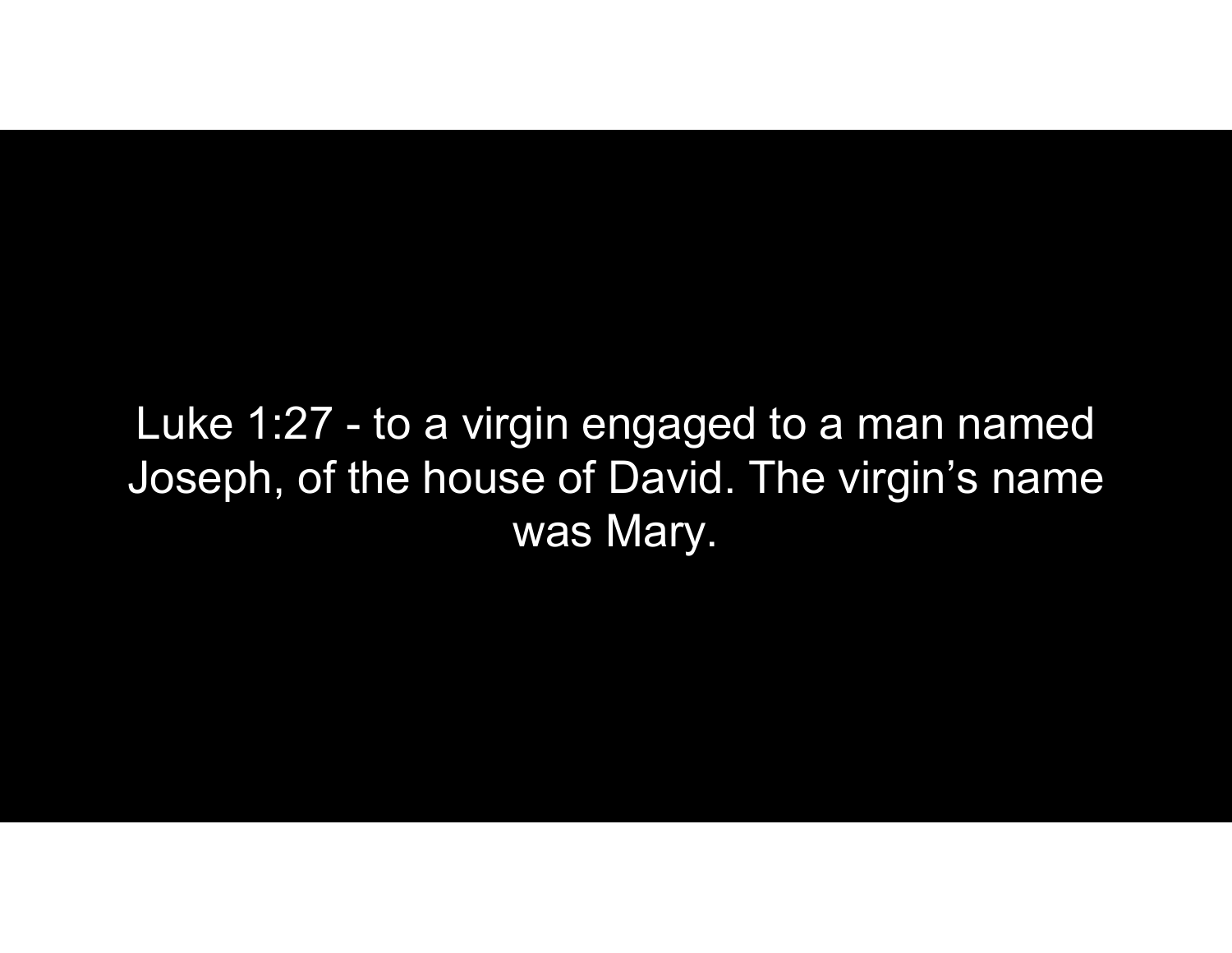Luke 1:27 - to a virgin engaged to a man named Joseph, of the house of David. The virgin’s name was Mary.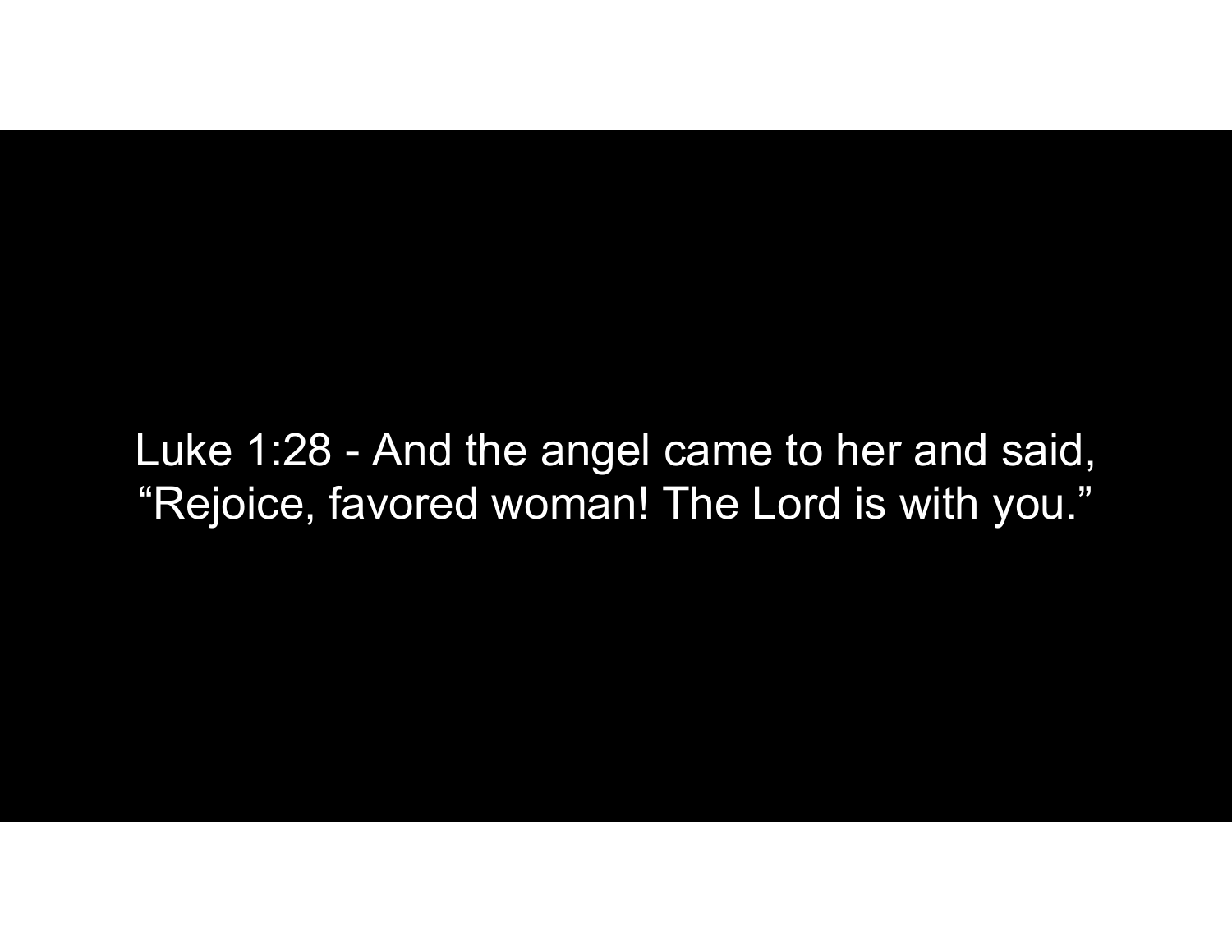Luke 1:28 - And the angel came to her and said, “Rejoice, favored woman! The Lord is with you.”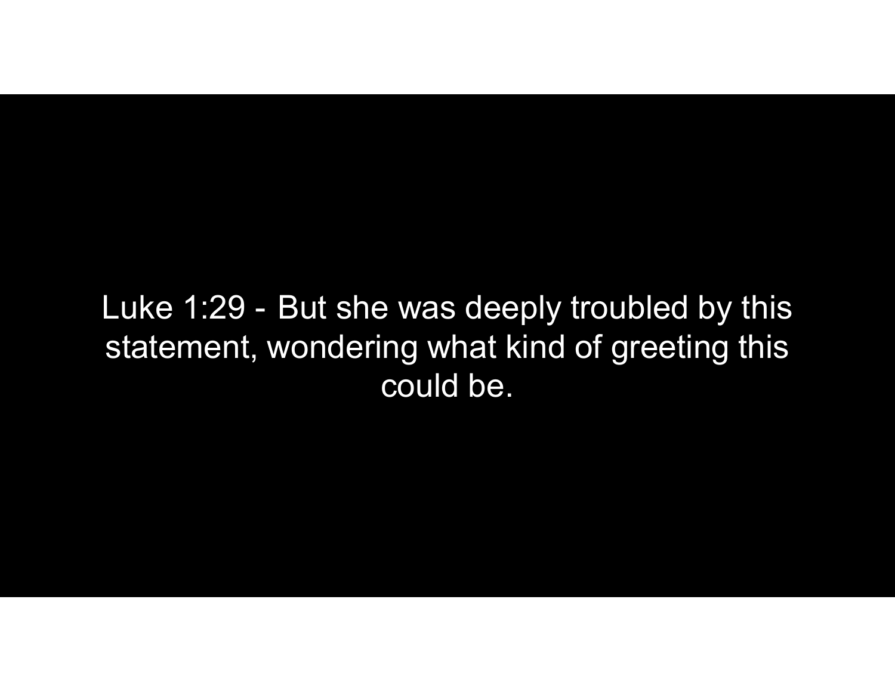Luke 1:29 - But she was deeply troubled by this statement, wondering what kind of greeting this could be.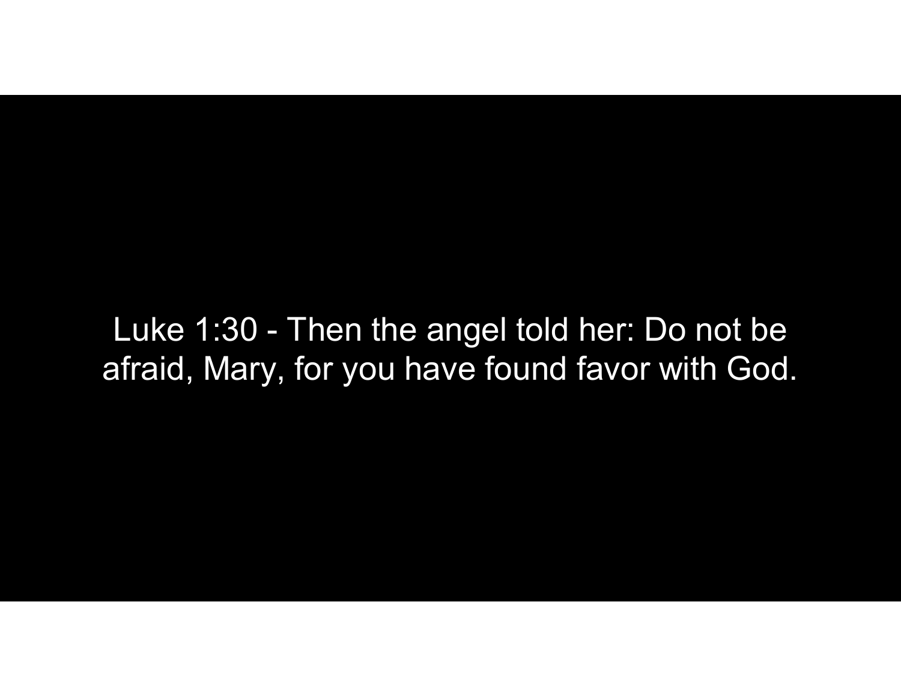Luke 1:30 - Then the angel told her: Do not be afraid, Mary, for you have found favor with God.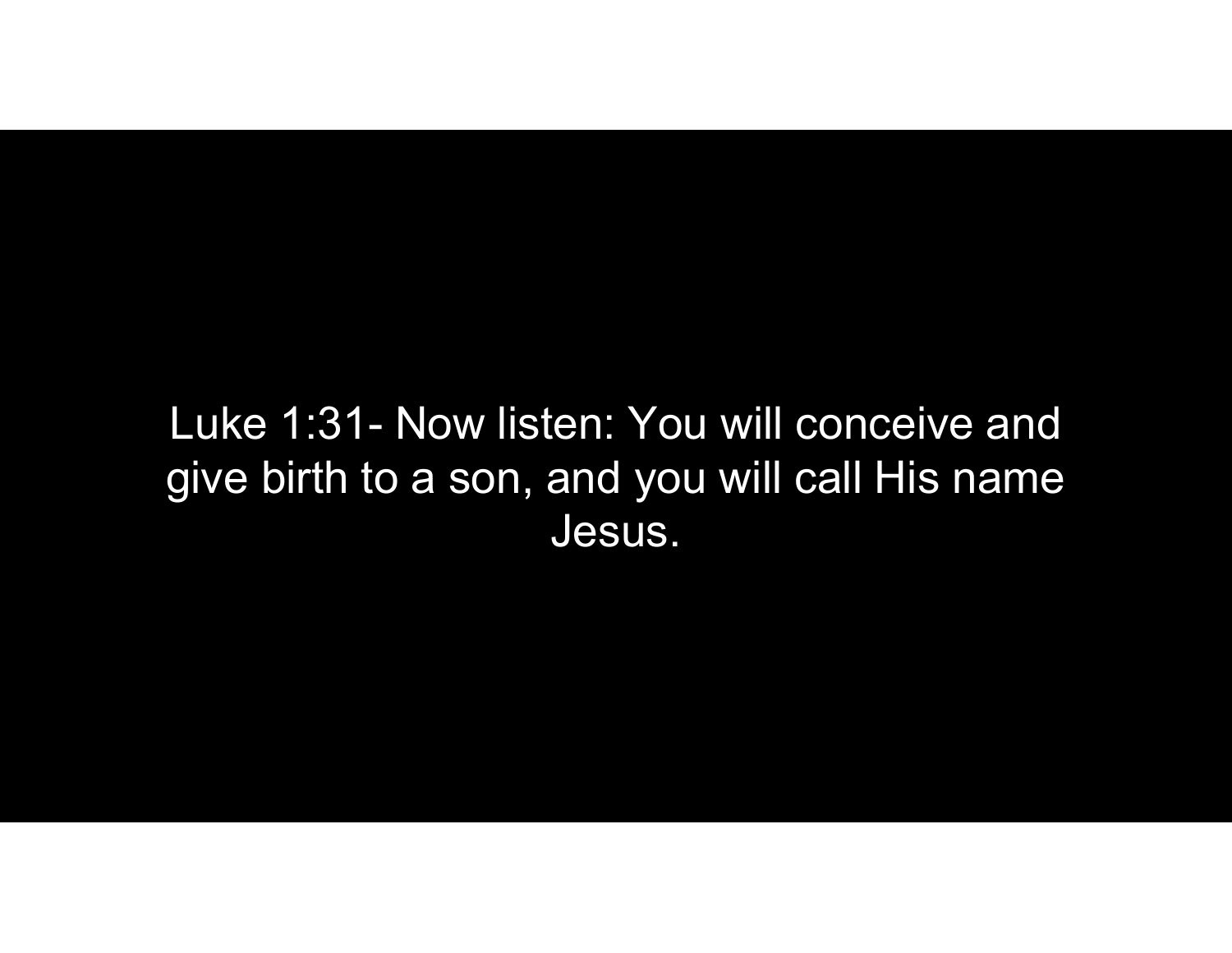Luke 1:31- Now listen: You will conceive and give birth to a son, and you will call His name Jesus.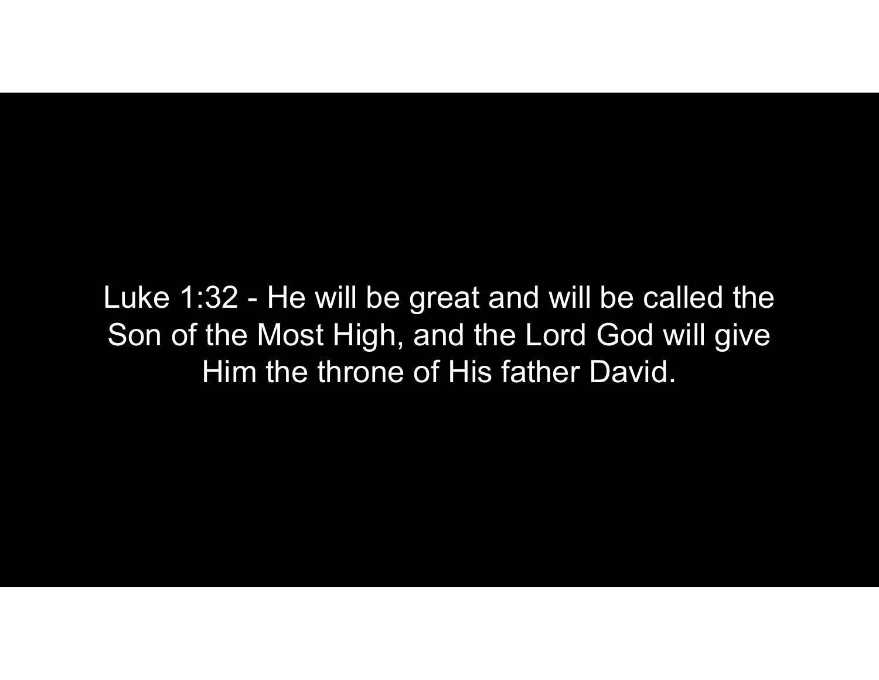Luke 1:32 - He will be great and will be called the Son of the Most High, and the Lord God will give Him the throne of His father David.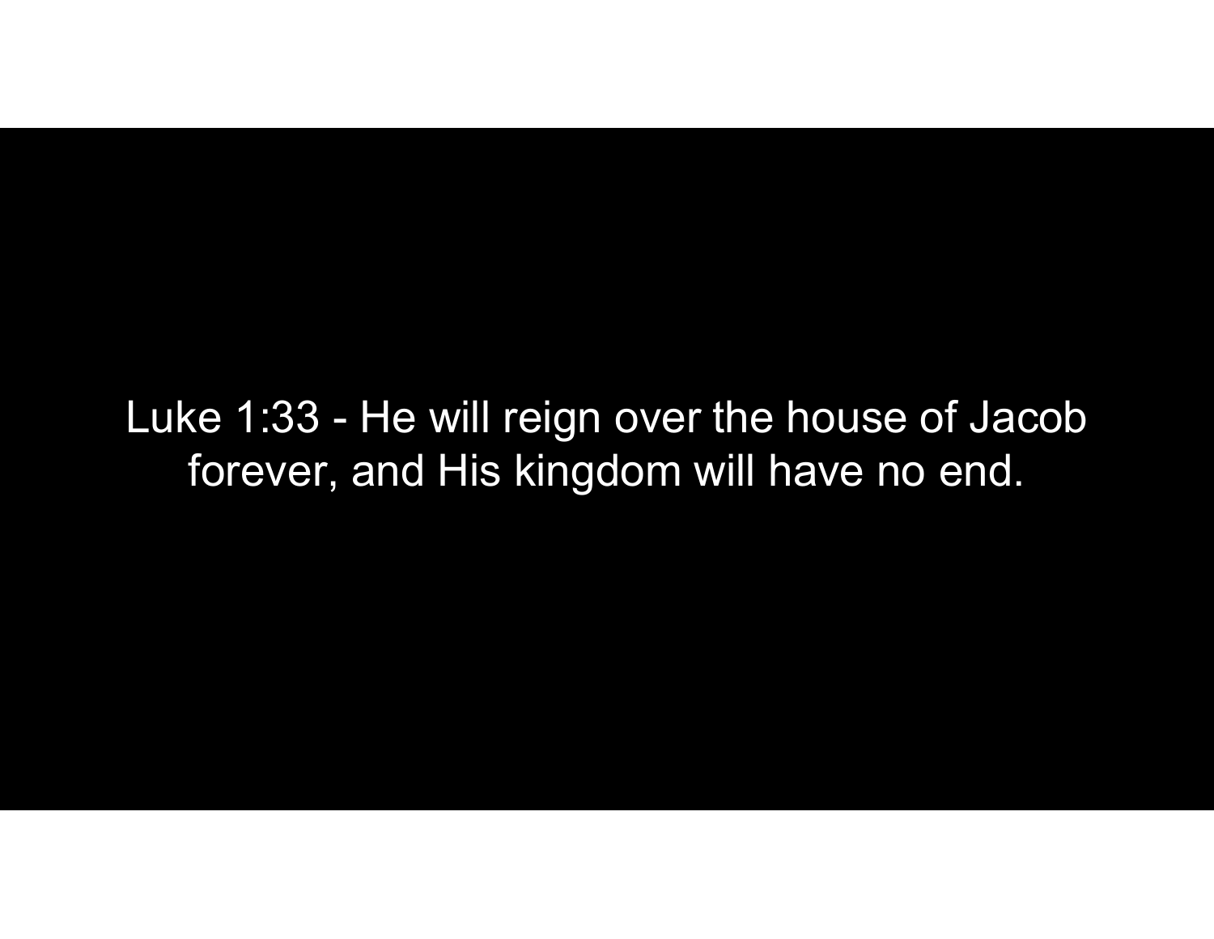Luke 1:33 - He will reign over the house of Jacob forever, and His kingdom will have no end.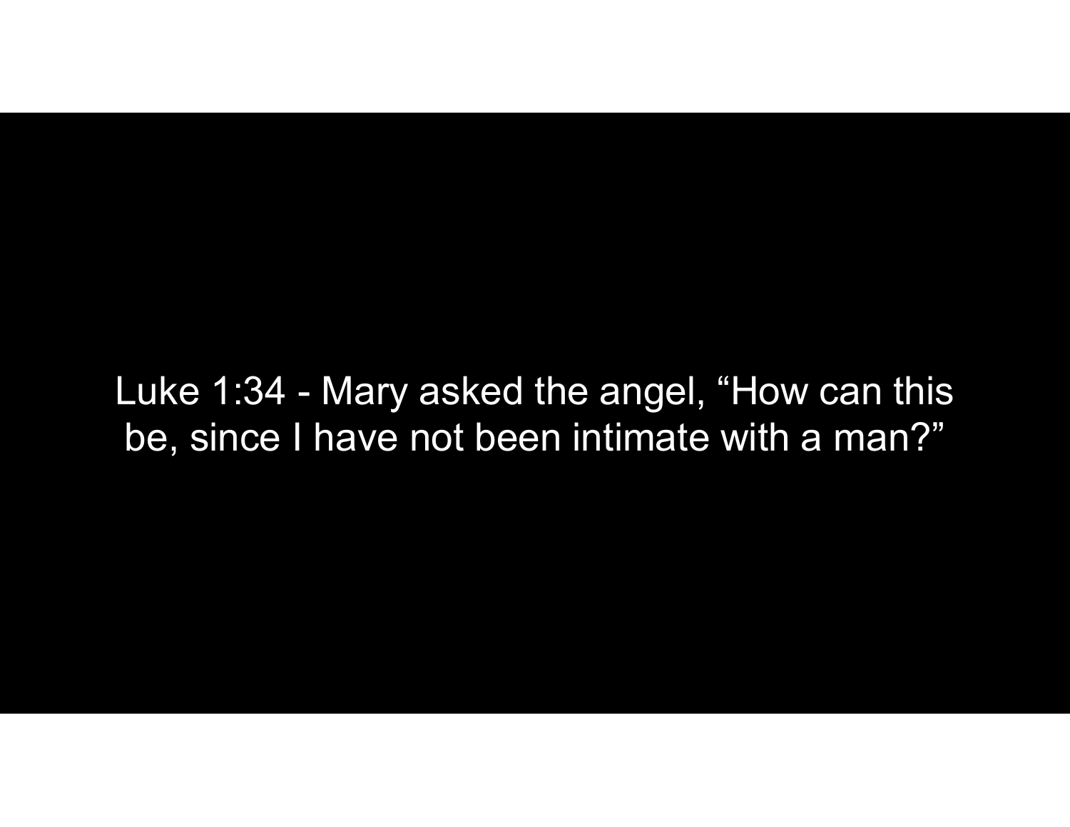Luke 1:34 - Mary asked the angel, “How can this be, since I have not been intimate with a man?”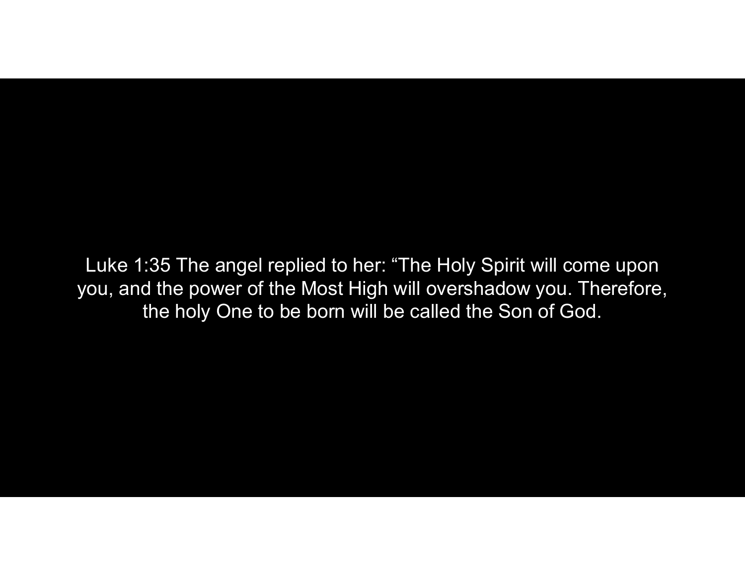Luke 1:35 The angel replied to her: “The Holy Spirit will come upon you, and the power of the Most High will overshadow you. Therefore, the holy One to be born will be called the Son of God.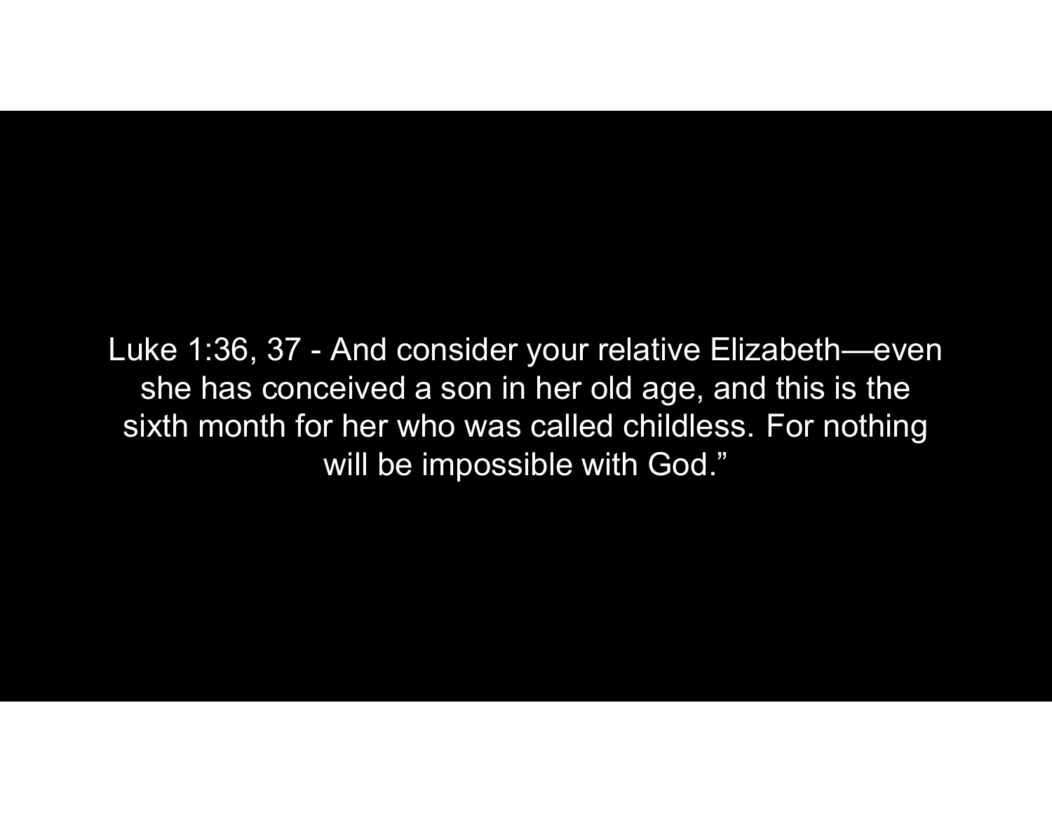Luke 1:36, 37 - And consider your relative Elizabeth—even she has conceived a son in her old age, and this is the sixth month for her who was called childless. For nothing will be impossible with God."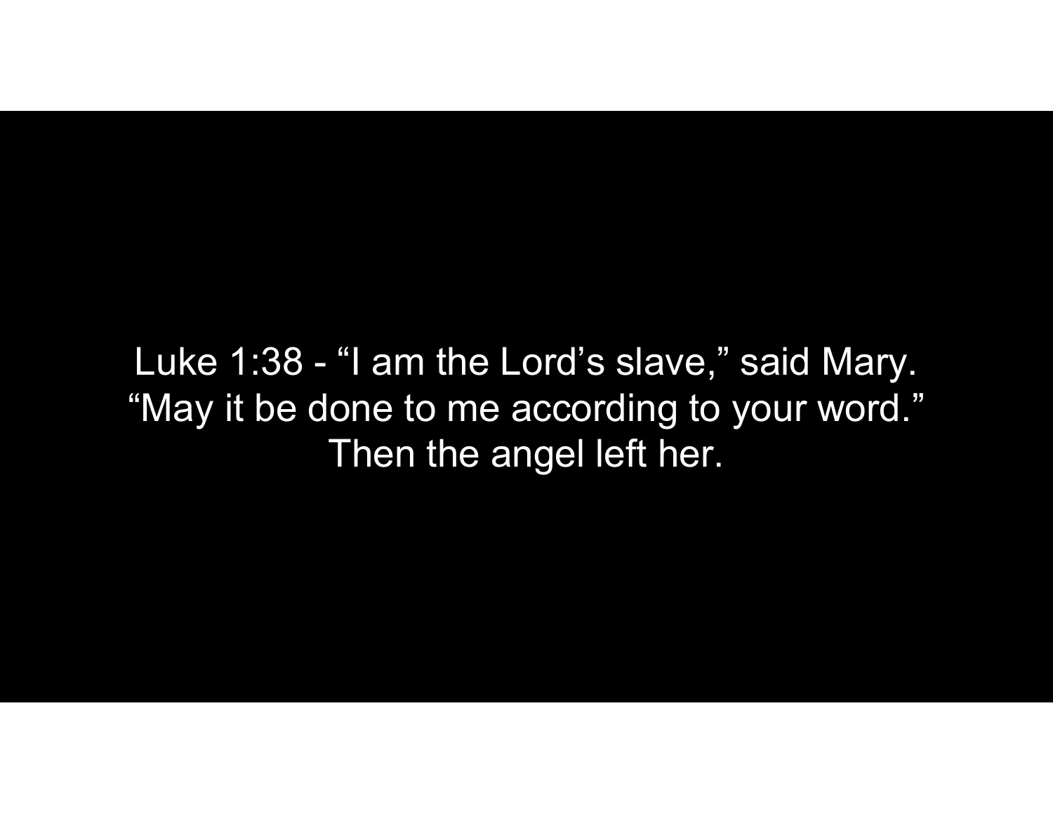Luke 1:38 - “I am the Lord’s slave,” said Mary. “May it be done to me according to your word.” Then the angel left her.